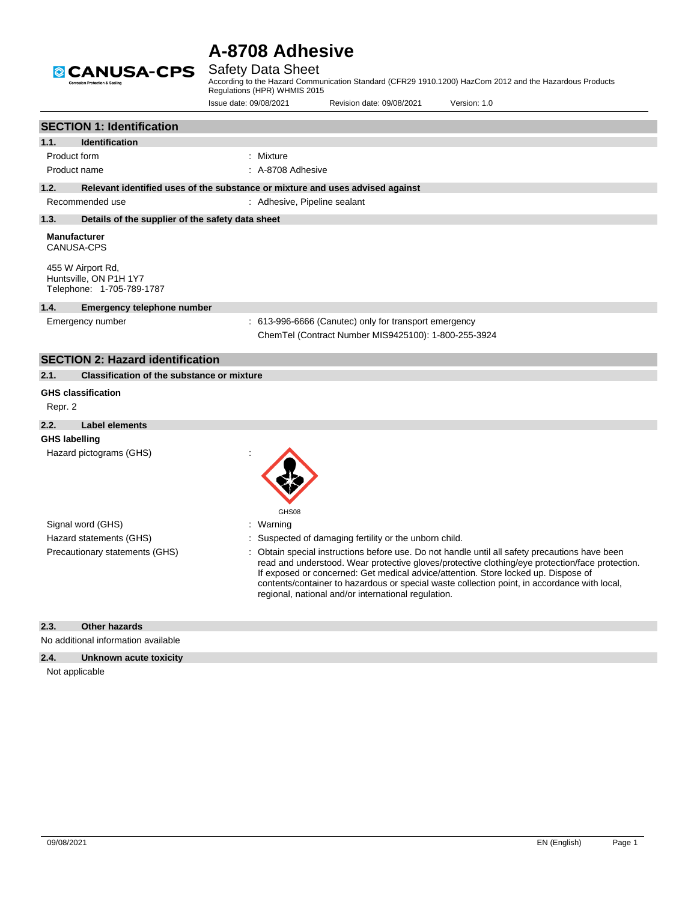# A-8708 Adhesive

## Safety Data Sheet

According to the Hazard Communication Standard (CFR29 1910.1200) HazCom 2012 and the Hazardous Products Regulations (HPR) WHMIS 2015

Issue date: 09/08/2021 Revision date: 09/08/2021 Version: 1.0

## SECTION 1: Identification

### 1.1. Identification

Product form : Mixture

Product name : A-8708 Adhesive

### 1.2. Relevant identified uses of the substance or mixture and uses advised against

Recommended use : Adhesive, Pipeline sealant

### 1.3. Details of the supplier of the safety data sheet

**Manufacturer**
CANUSA-CPS

455 W Airport Rd,
Huntsville, ON P1H 1Y7
Telephone: 1-705-789-1787

### 1.4. Emergency telephone number

Emergency number : 613-996-6666 (Canutec) only for transport emergency
ChemTel (Contract Number MIS9425100): 1-800-255-3924

## SECTION 2: Hazard identification

### 2.1. Classification of the substance or mixture

**GHS classification**

Repr. 2

### 2.2. Label elements

**GHS labelling**

Hazard pictograms (GHS) :

GHS08

Signal word (GHS) : Warning

Hazard statements (GHS) : Suspected of damaging fertility or the unborn child.

Precautionary statements (GHS) : Obtain special instructions before use. Do not handle until all safety precautions have been read and understood. Wear protective gloves/protective clothing/eye protection/face protection. If exposed or concerned: Get medical advice/attention. Store locked up. Dispose of contents/container to hazardous or special waste collection point, in accordance with local, regional, national and/or international regulation.

### 2.3. Other hazards

No additional information available

### 2.4. Unknown acute toxicity

Not applicable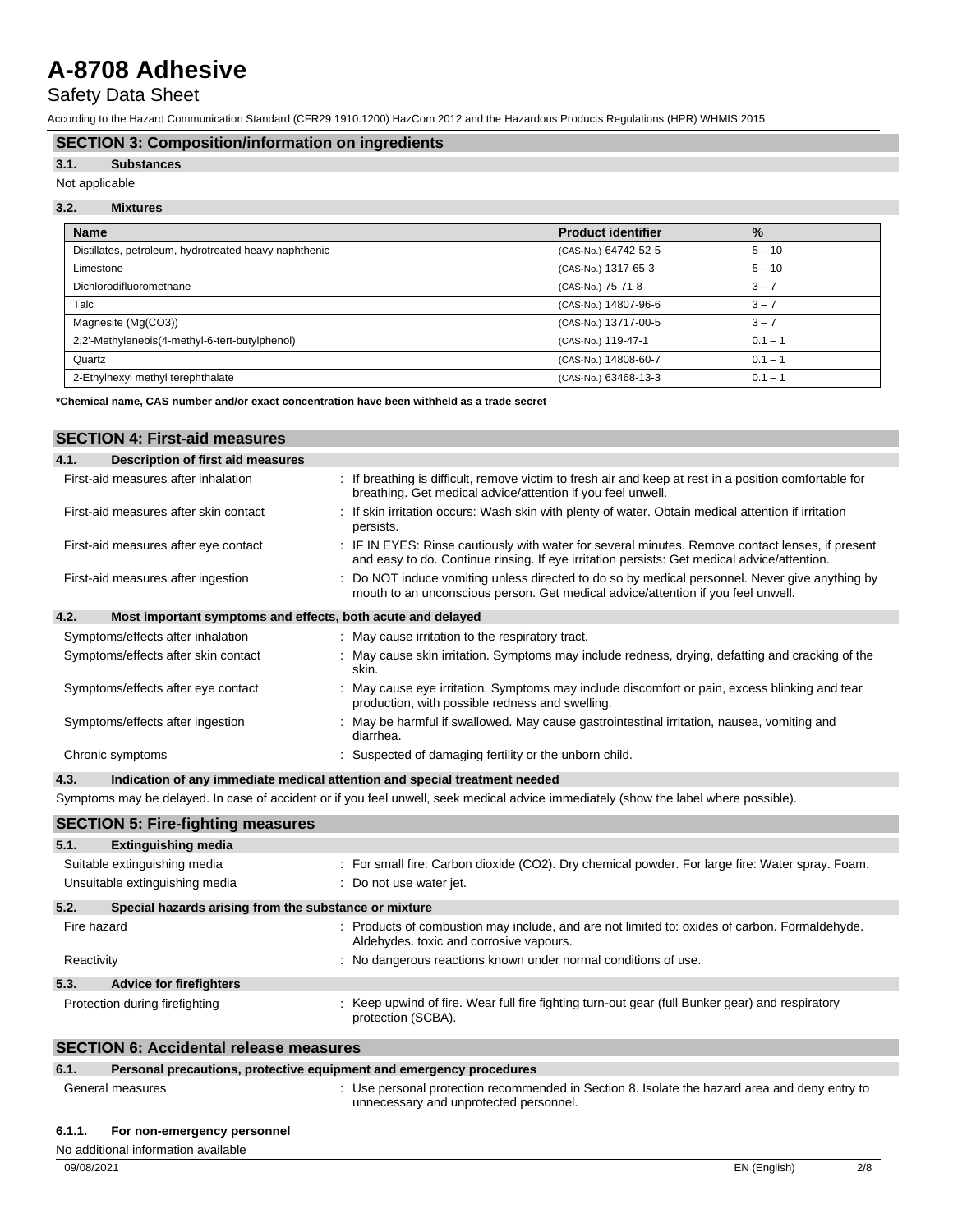# A-8708 Adhesive

Safety Data Sheet

According to the Hazard Communication Standard (CFR29 1910.1200) HazCom 2012 and the Hazardous Products Regulations (HPR) WHMIS 2015

## SECTION 3: Composition/information on ingredients

### 3.1. Substances

Not applicable

### 3.2. Mixtures

| Name | Product identifier | % |
|---|---|---|
| Distillates, petroleum, hydrotreated heavy naphthenic | (CAS-No.) 64742-52-5 | 5 – 10 |
| Limestone | (CAS-No.) 1317-65-3 | 5 – 10 |
| Dichlorodifluoromethane | (CAS-No.) 75-71-8 | 3 – 7 |
| Talc | (CAS-No.) 14807-96-6 | 3 – 7 |
| Magnesite (Mg(CO3)) | (CAS-No.) 13717-00-5 | 3 – 7 |
| 2,2'-Methylenebis(4-methyl-6-tert-butylphenol) | (CAS-No.) 119-47-1 | 0.1 – 1 |
| Quartz | (CAS-No.) 14808-60-7 | 0.1 – 1 |
| 2-Ethylhexyl methyl terephthalate | (CAS-No.) 63468-13-3 | 0.1 – 1 |

**\*Chemical name, CAS number and/or exact concentration have been withheld as a trade secret**

## SECTION 4: First-aid measures

### 4.1. Description of first aid measures

First-aid measures after inhalation : If breathing is difficult, remove victim to fresh air and keep at rest in a position comfortable for breathing. Get medical advice/attention if you feel unwell.

First-aid measures after skin contact : If skin irritation occurs: Wash skin with plenty of water. Obtain medical attention if irritation persists.

First-aid measures after eye contact : IF IN EYES: Rinse cautiously with water for several minutes. Remove contact lenses, if present and easy to do. Continue rinsing. If eye irritation persists: Get medical advice/attention.

First-aid measures after ingestion : Do NOT induce vomiting unless directed to do so by medical personnel. Never give anything by mouth to an unconscious person. Get medical advice/attention if you feel unwell.

### 4.2. Most important symptoms and effects, both acute and delayed

Symptoms/effects after inhalation : May cause irritation to the respiratory tract.

Symptoms/effects after skin contact : May cause skin irritation. Symptoms may include redness, drying, defatting and cracking of the skin.

Symptoms/effects after eye contact : May cause eye irritation. Symptoms may include discomfort or pain, excess blinking and tear production, with possible redness and swelling.

Symptoms/effects after ingestion : May be harmful if swallowed. May cause gastrointestinal irritation, nausea, vomiting and diarrhea.

Chronic symptoms : Suspected of damaging fertility or the unborn child.

### 4.3. Indication of any immediate medical attention and special treatment needed

Symptoms may be delayed. In case of accident or if you feel unwell, seek medical advice immediately (show the label where possible).

## SECTION 5: Fire-fighting measures

### 5.1. Extinguishing media

Suitable extinguishing media : For small fire: Carbon dioxide ($CO_2$). Dry chemical powder. For large fire: Water spray. Foam.

Unsuitable extinguishing media : Do not use water jet.

### 5.2. Special hazards arising from the substance or mixture

Fire hazard : Products of combustion may include, and are not limited to: oxides of carbon. Formaldehyde. Aldehydes. toxic and corrosive vapours.

Reactivity : No dangerous reactions known under normal conditions of use.

### 5.3. Advice for firefighters

Protection during firefighting : Keep upwind of fire. Wear full fire fighting turn-out gear (full Bunker gear) and respiratory protection (SCBA).

## SECTION 6: Accidental release measures

### 6.1. Personal precautions, protective equipment and emergency procedures

General measures : Use personal protection recommended in Section 8. Isolate the hazard area and deny entry to unnecessary and unprotected personnel.

#### 6.1.1. For non-emergency personnel

No additional information available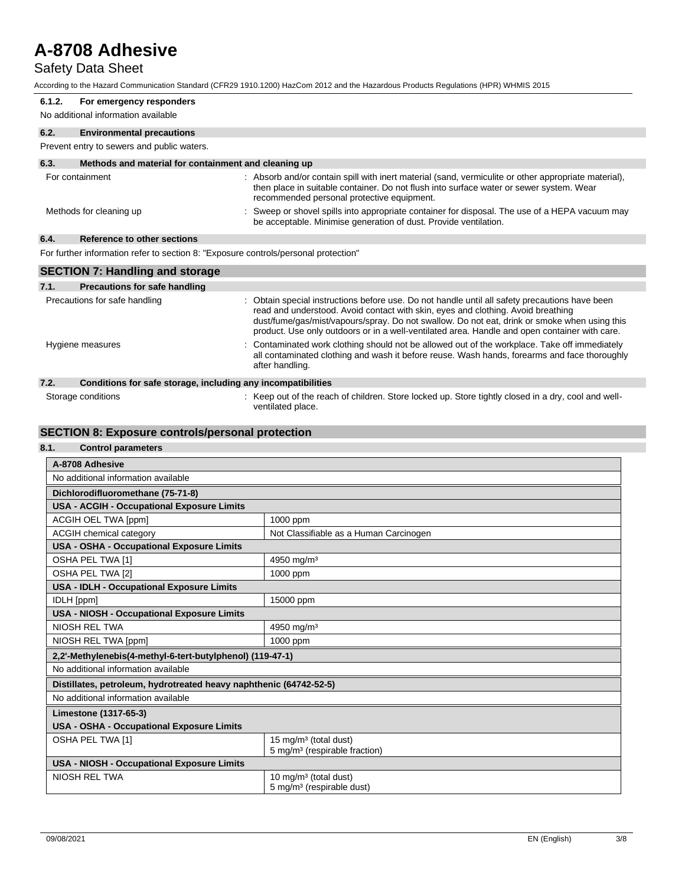#### 6.1.2. For emergency responders

No additional information available

### 6.2. Environmental precautions

Prevent entry to sewers and public waters.

### 6.3. Methods and material for containment and cleaning up

For containment : Absorb and/or contain spill with inert material (sand, vermiculite or other appropriate material), then place in suitable container. Do not flush into surface water or sewer system. Wear recommended personal protective equipment.

Methods for cleaning up : Sweep or shovel spills into appropriate container for disposal. The use of a HEPA vacuum may be acceptable. Minimise generation of dust. Provide ventilation.

### 6.4. Reference to other sections

For further information refer to section 8: "Exposure controls/personal protection"

## SECTION 7: Handling and storage

### 7.1. Precautions for safe handling

Precautions for safe handling : Obtain special instructions before use. Do not handle until all safety precautions have been read and understood. Avoid contact with skin, eyes and clothing. Avoid breathing dust/fume/gas/mist/vapours/spray. Do not swallow. Do not eat, drink or smoke when using this product. Use only outdoors or in a well-ventilated area. Handle and open container with care.

Hygiene measures : Contaminated work clothing should not be allowed out of the workplace. Take off immediately all contaminated clothing and wash it before reuse. Wash hands, forearms and face thoroughly after handling.

### 7.2. Conditions for safe storage, including any incompatibilities

Storage conditions : Keep out of the reach of children. Store locked up. Store tightly closed in a dry, cool and well-ventilated place.

## SECTION 8: Exposure controls/personal protection

### 8.1. Control parameters

| | |
|---|---|
| **A-8708 Adhesive** | |
| No additional information available | |
| **Dichlorodifluoromethane (75-71-8)** | |
| **USA - ACGIH - Occupational Exposure Limits** | |
| ACGIH OEL TWA [ppm] | 1000 ppm |
| ACGIH chemical category | Not Classifiable as a Human Carcinogen |
| **USA - OSHA - Occupational Exposure Limits** | |
| OSHA PEL TWA [1] | 4950 mg/m³ |
| OSHA PEL TWA [2] | 1000 ppm |
| **USA - IDLH - Occupational Exposure Limits** | |
| IDLH [ppm] | 15000 ppm |
| **USA - NIOSH - Occupational Exposure Limits** | |
| NIOSH REL TWA | 4950 mg/m³ |
| NIOSH REL TWA [ppm] | 1000 ppm |
| **2,2'-Methylenebis(4-methyl-6-tert-butylphenol) (119-47-1)** | |
| No additional information available | |
| **Distillates, petroleum, hydrotreated heavy naphthenic (64742-52-5)** | |
| No additional information available | |
| **Limestone (1317-65-3)** | |
| **USA - OSHA - Occupational Exposure Limits** | |
| OSHA PEL TWA [1] | 15 mg/m³ (total dust)<br>5 mg/m³ (respirable fraction) |
| **USA - NIOSH - Occupational Exposure Limits** | |
| NIOSH REL TWA | 10 mg/m³ (total dust)<br>5 mg/m³ (respirable dust) |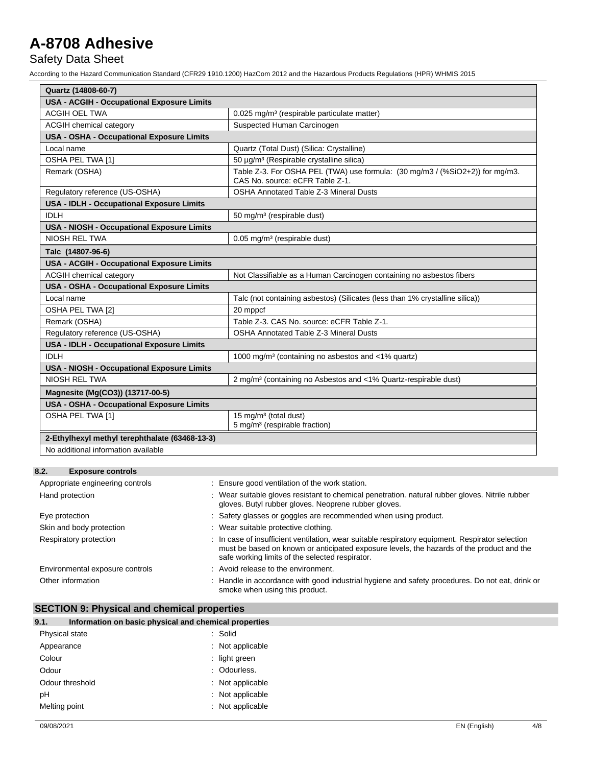| Quartz (14808-60-7) | |
|---|---|
| **USA - ACGIH - Occupational Exposure Limits** | |
| ACGIH OEL TWA | 0.025 mg/m³ (respirable particulate matter) |
| ACGIH chemical category | Suspected Human Carcinogen |
| **USA - OSHA - Occupational Exposure Limits** | |
| Local name | Quartz (Total Dust) (Silica: Crystalline) |
| OSHA PEL TWA [1] | 50 µg/m³ (Respirable crystalline silica) |
| Remark (OSHA) | Table Z-3. For OSHA PEL (TWA) use formula: (30 mg/m3 / (%SiO2+2)) for mg/m3. CAS No. source: eCFR Table Z-1. |
| Regulatory reference (US-OSHA) | OSHA Annotated Table Z-3 Mineral Dusts |
| **USA - IDLH - Occupational Exposure Limits** | |
| IDLH | 50 mg/m³ (respirable dust) |
| **USA - NIOSH - Occupational Exposure Limits** | |
| NIOSH REL TWA | 0.05 mg/m³ (respirable dust) |

| Talc (14807-96-6) | |
|---|---|
| **USA - ACGIH - Occupational Exposure Limits** | |
| ACGIH chemical category | Not Classifiable as a Human Carcinogen containing no asbestos fibers |
| **USA - OSHA - Occupational Exposure Limits** | |
| Local name | Talc (not containing asbestos) (Silicates (less than 1% crystalline silica)) |
| OSHA PEL TWA [2] | 20 mppcf |
| Remark (OSHA) | Table Z-3. CAS No. source: eCFR Table Z-1. |
| Regulatory reference (US-OSHA) | OSHA Annotated Table Z-3 Mineral Dusts |
| **USA - IDLH - Occupational Exposure Limits** | |
| IDLH | 1000 mg/m³ (containing no asbestos and <1% quartz) |
| **USA - NIOSH - Occupational Exposure Limits** | |
| NIOSH REL TWA | 2 mg/m³ (containing no Asbestos and <1% Quartz-respirable dust) |

| Magnesite (Mg(CO3)) (13717-00-5) | |
|---|---|
| **USA - OSHA - Occupational Exposure Limits** | |
| OSHA PEL TWA [1] | 15 mg/m³ (total dust)<br>5 mg/m³ (respirable fraction) |

| 2-Ethylhexyl methyl terephthalate (63468-13-3) |
|---|
| No additional information available |

### 8.2. Exposure controls

Appropriate engineering controls : Ensure good ventilation of the work station.

Hand protection : Wear suitable gloves resistant to chemical penetration. natural rubber gloves. Nitrile rubber gloves. Butyl rubber gloves. Neoprene rubber gloves.

Eye protection : Safety glasses or goggles are recommended when using product.

Skin and body protection : Wear suitable protective clothing.

Respiratory protection : In case of insufficient ventilation, wear suitable respiratory equipment. Respirator selection must be based on known or anticipated exposure levels, the hazards of the product and the safe working limits of the selected respirator.

Environmental exposure controls : Avoid release to the environment.

Other information : Handle in accordance with good industrial hygiene and safety procedures. Do not eat, drink or smoke when using this product.

## SECTION 9: Physical and chemical properties

### 9.1. Information on basic physical and chemical properties

Physical state : Solid

Appearance : Not applicable

Colour : light green

Odour : Odourless.

Odour threshold : Not applicable

pH : Not applicable

Melting point : Not applicable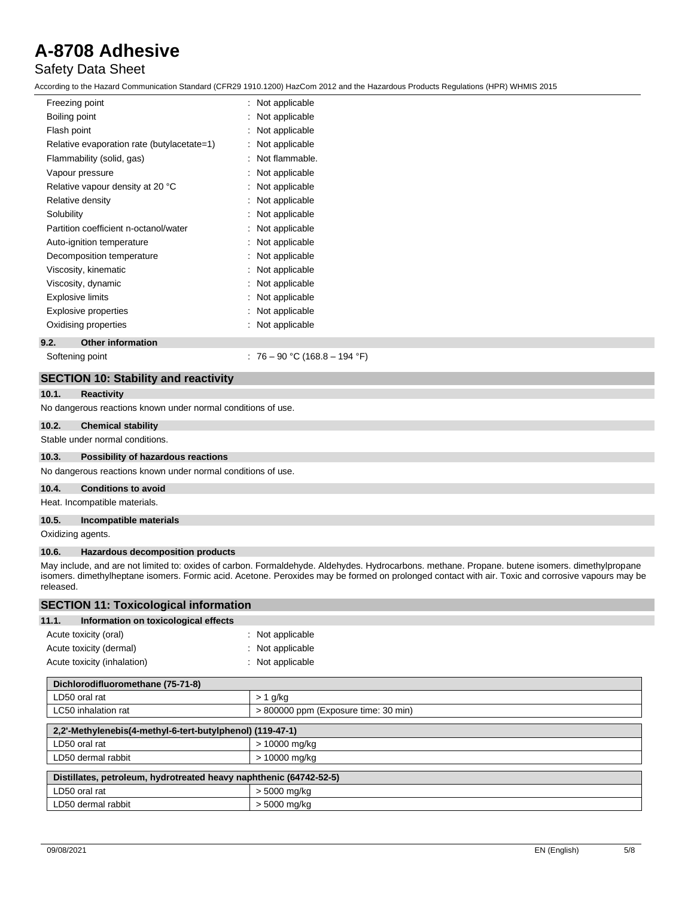| | |
|---|---|
| Freezing point | : Not applicable |
| Boiling point | : Not applicable |
| Flash point | : Not applicable |
| Relative evaporation rate (butylacetate=1) | : Not applicable |
| Flammability (solid, gas) | : Not flammable. |
| Vapour pressure | : Not applicable |
| Relative vapour density at 20 °C | : Not applicable |
| Relative density | : Not applicable |
| Solubility | : Not applicable |
| Partition coefficient n-octanol/water | : Not applicable |
| Auto-ignition temperature | : Not applicable |
| Decomposition temperature | : Not applicable |
| Viscosity, kinematic | : Not applicable |
| Viscosity, dynamic | : Not applicable |
| Explosive limits | : Not applicable |
| Explosive properties | : Not applicable |
| Oxidising properties | : Not applicable |

### 9.2. Other information

| | |
|---|---|
| Softening point | : 76 – 90 °C (168.8 – 194 °F) |

## SECTION 10: Stability and reactivity

### 10.1. Reactivity

No dangerous reactions known under normal conditions of use.

### 10.2. Chemical stability

Stable under normal conditions.

### 10.3. Possibility of hazardous reactions

No dangerous reactions known under normal conditions of use.

### 10.4. Conditions to avoid

Heat. Incompatible materials.

### 10.5. Incompatible materials

Oxidizing agents.

### 10.6. Hazardous decomposition products

May include, and are not limited to: oxides of carbon. Formaldehyde. Aldehydes. Hydrocarbons. methane. Propane. butene isomers. dimethylpropane isomers. dimethylheptane isomers. Formic acid. Acetone. Peroxides may be formed on prolonged contact with air. Toxic and corrosive vapours may be released.

## SECTION 11: Toxicological information

### 11.1. Information on toxicological effects

| | |
|---|---|
| Acute toxicity (oral) | : Not applicable |
| Acute toxicity (dermal) | : Not applicable |
| Acute toxicity (inhalation) | : Not applicable |

| Dichlorodifluoromethane (75-71-8) | |
|---|---|
| LD50 oral rat | > 1 g/kg |
| LC50 inhalation rat | > 800000 ppm (Exposure time: 30 min) |

| 2,2'-Methylenebis(4-methyl-6-tert-butylphenol) (119-47-1) | |
|---|---|
| LD50 oral rat | > 10000 mg/kg |
| LD50 dermal rabbit | > 10000 mg/kg |

| Distillates, petroleum, hydrotreated heavy naphthenic (64742-52-5) | |
|---|---|
| LD50 oral rat | > 5000 mg/kg |
| LD50 dermal rabbit | > 5000 mg/kg |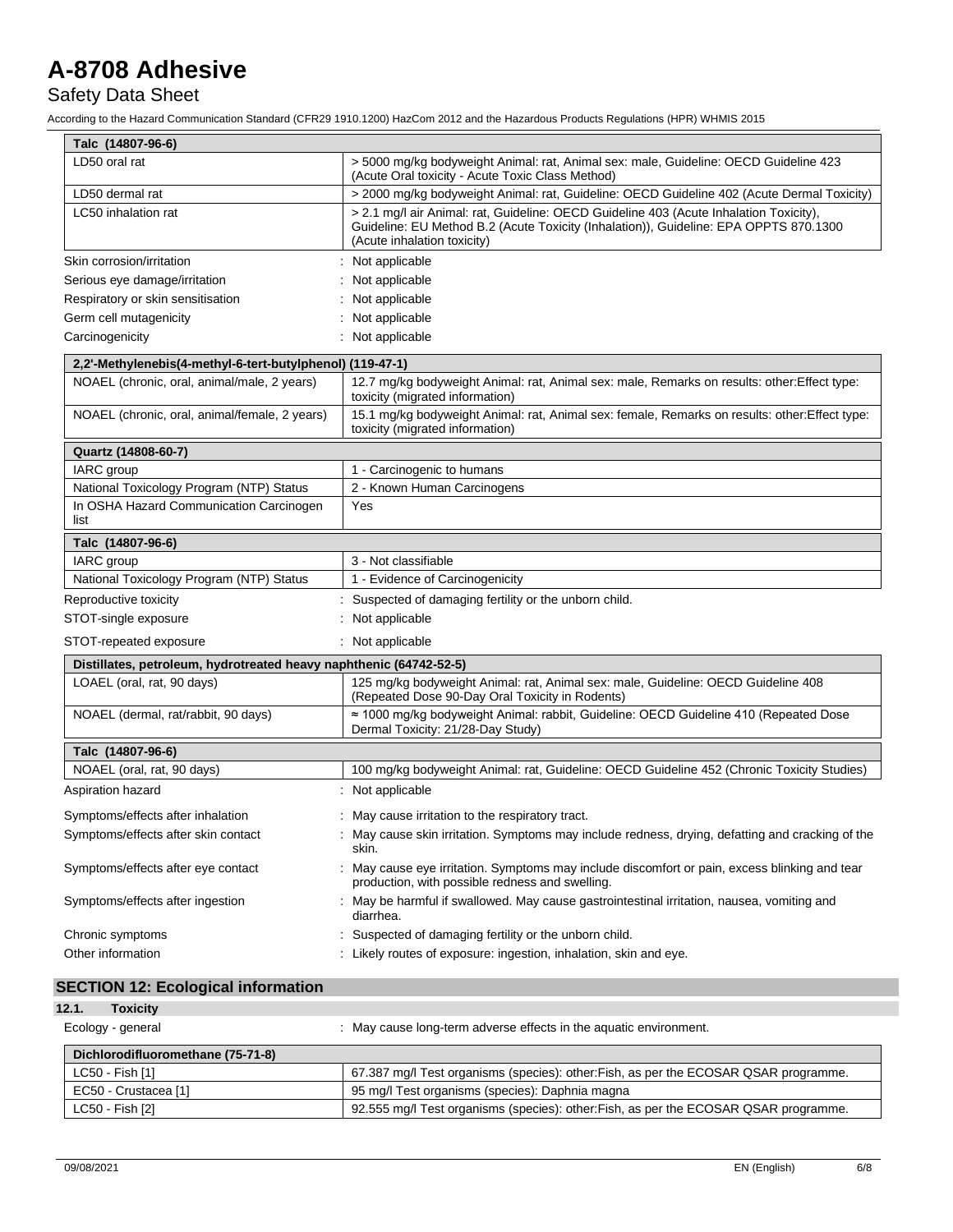| Talc (14807-96-6) | |
|---|---|
| LD50 oral rat | > 5000 mg/kg bodyweight Animal: rat, Animal sex: male, Guideline: OECD Guideline 423 (Acute Oral toxicity - Acute Toxic Class Method) |
| LD50 dermal rat | > 2000 mg/kg bodyweight Animal: rat, Guideline: OECD Guideline 402 (Acute Dermal Toxicity) |
| LC50 inhalation rat | > 2.1 mg/l air Animal: rat, Guideline: OECD Guideline 403 (Acute Inhalation Toxicity), Guideline: EU Method B.2 (Acute Toxicity (Inhalation)), Guideline: EPA OPPTS 870.1300 (Acute inhalation toxicity) |

Skin corrosion/irritation : Not applicable

Serious eye damage/irritation : Not applicable

Respiratory or skin sensitisation : Not applicable

Germ cell mutagenicity : Not applicable

Carcinogenicity : Not applicable

| 2,2'-Methylenebis(4-methyl-6-tert-butylphenol) (119-47-1) | |
|---|---|
| NOAEL (chronic, oral, animal/male, 2 years) | 12.7 mg/kg bodyweight Animal: rat, Animal sex: male, Remarks on results: other:Effect type: toxicity (migrated information) |
| NOAEL (chronic, oral, animal/female, 2 years) | 15.1 mg/kg bodyweight Animal: rat, Animal sex: female, Remarks on results: other:Effect type: toxicity (migrated information) |

| Quartz (14808-60-7) | |
|---|---|
| IARC group | 1 - Carcinogenic to humans |
| National Toxicology Program (NTP) Status | 2 - Known Human Carcinogens |
| In OSHA Hazard Communication Carcinogen list | Yes |

| Talc (14807-96-6) | |
|---|---|
| IARC group | 3 - Not classifiable |
| National Toxicology Program (NTP) Status | 1 - Evidence of Carcinogenicity |

Reproductive toxicity : Suspected of damaging fertility or the unborn child.

STOT-single exposure : Not applicable

STOT-repeated exposure : Not applicable

| Distillates, petroleum, hydrotreated heavy naphthenic (64742-52-5) | |
|---|---|
| LOAEL (oral, rat, 90 days) | 125 mg/kg bodyweight Animal: rat, Animal sex: male, Guideline: OECD Guideline 408 (Repeated Dose 90-Day Oral Toxicity in Rodents) |
| NOAEL (dermal, rat/rabbit, 90 days) | ≈ 1000 mg/kg bodyweight Animal: rabbit, Guideline: OECD Guideline 410 (Repeated Dose Dermal Toxicity: 21/28-Day Study) |

| Talc (14807-96-6) | |
|---|---|
| NOAEL (oral, rat, 90 days) | 100 mg/kg bodyweight Animal: rat, Guideline: OECD Guideline 452 (Chronic Toxicity Studies) |

Aspiration hazard : Not applicable

Symptoms/effects after inhalation : May cause irritation to the respiratory tract.

Symptoms/effects after skin contact : May cause skin irritation. Symptoms may include redness, drying, defatting and cracking of the skin.

Symptoms/effects after eye contact : May cause eye irritation. Symptoms may include discomfort or pain, excess blinking and tear production, with possible redness and swelling.

Symptoms/effects after ingestion : May be harmful if swallowed. May cause gastrointestinal irritation, nausea, vomiting and diarrhea.

Chronic symptoms : Suspected of damaging fertility or the unborn child.

Other information : Likely routes of exposure: ingestion, inhalation, skin and eye.

## SECTION 12: Ecological information

### 12.1. Toxicity

Ecology - general : May cause long-term adverse effects in the aquatic environment.

| Dichlorodifluoromethane (75-71-8) | |
|---|---|
| LC50 - Fish [1] | 67.387 mg/l Test organisms (species): other:Fish, as per the ECOSAR QSAR programme. |
| EC50 - Crustacea [1] | 95 mg/l Test organisms (species): Daphnia magna |
| LC50 - Fish [2] | 92.555 mg/l Test organisms (species): other:Fish, as per the ECOSAR QSAR programme. |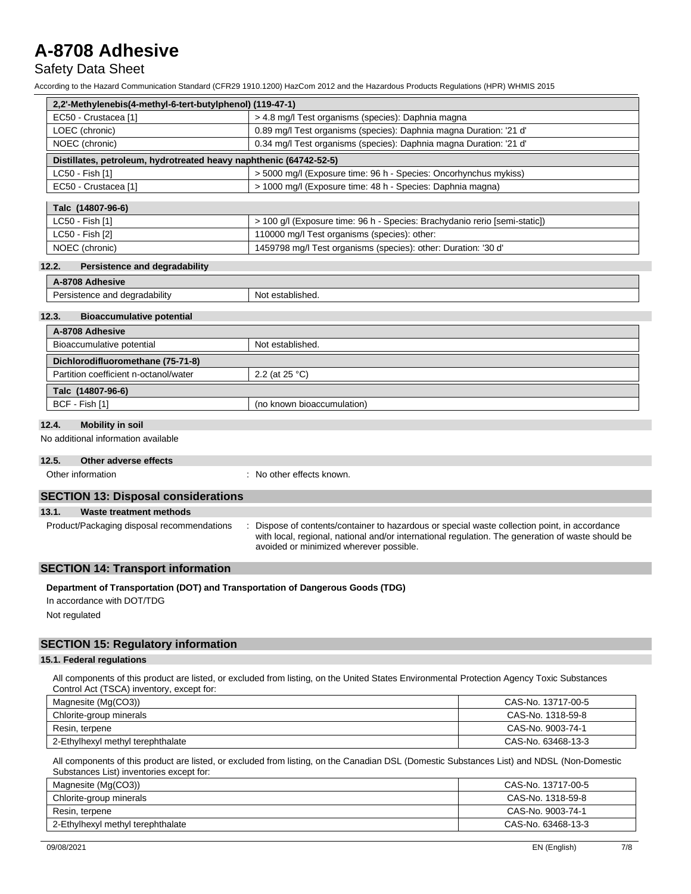| 2,2'-Methylenebis(4-methyl-6-tert-butylphenol) (119-47-1) | |
|---|---|
| EC50 - Crustacea [1] | > 4.8 mg/l Test organisms (species): Daphnia magna |
| LOEC (chronic) | 0.89 mg/l Test organisms (species): Daphnia magna Duration: '21 d' |
| NOEC (chronic) | 0.34 mg/l Test organisms (species): Daphnia magna Duration: '21 d' |

| Distillates, petroleum, hydrotreated heavy naphthenic (64742-52-5) | |
|---|---|
| LC50 - Fish [1] | > 5000 mg/l (Exposure time: 96 h - Species: Oncorhynchus mykiss) |
| EC50 - Crustacea [1] | > 1000 mg/l (Exposure time: 48 h - Species: Daphnia magna) |

| Talc (14807-96-6) | |
|---|---|
| LC50 - Fish [1] | > 100 g/l (Exposure time: 96 h - Species: Brachydanio rerio [semi-static]) |
| LC50 - Fish [2] | 110000 mg/l Test organisms (species): other: |
| NOEC (chronic) | 1459798 mg/l Test organisms (species): other: Duration: '30 d' |

### 12.2. Persistence and degradability

| A-8708 Adhesive | |
|---|---|
| Persistence and degradability | Not established. |

### 12.3. Bioaccumulative potential

| A-8708 Adhesive | |
|---|---|
| Bioaccumulative potential | Not established. |

| Dichlorodifluoromethane (75-71-8) | |
|---|---|
| Partition coefficient n-octanol/water | 2.2 (at 25 °C) |

| Talc (14807-96-6) | |
|---|---|
| BCF - Fish [1] | (no known bioaccumulation) |

### 12.4. Mobility in soil

No additional information available

### 12.5. Other adverse effects

Other information : No other effects known.

## SECTION 13: Disposal considerations

### 13.1. Waste treatment methods

Product/Packaging disposal recommendations : Dispose of contents/container to hazardous or special waste collection point, in accordance with local, regional, national and/or international regulation. The generation of waste should be avoided or minimized wherever possible.

## SECTION 14: Transport information

**Department of Transportation (DOT) and Transportation of Dangerous Goods (TDG)**

In accordance with DOT/TDG

Not regulated

## SECTION 15: Regulatory information

### 15.1. Federal regulations

All components of this product are listed, or excluded from listing, on the United States Environmental Protection Agency Toxic Substances Control Act (TSCA) inventory, except for:

| | |
|---|---|
| Magnesite (Mg(CO3)) | CAS-No. 13717-00-5 |
| Chlorite-group minerals | CAS-No. 1318-59-8 |
| Resin, terpene | CAS-No. 9003-74-1 |
| 2-Ethylhexyl methyl terephthalate | CAS-No. 63468-13-3 |

All components of this product are listed, or excluded from listing, on the Canadian DSL (Domestic Substances List) and NDSL (Non-Domestic Substances List) inventories except for:

| | |
|---|---|
| Magnesite (Mg(CO3)) | CAS-No. 13717-00-5 |
| Chlorite-group minerals | CAS-No. 1318-59-8 |
| Resin, terpene | CAS-No. 9003-74-1 |
| 2-Ethylhexyl methyl terephthalate | CAS-No. 63468-13-3 |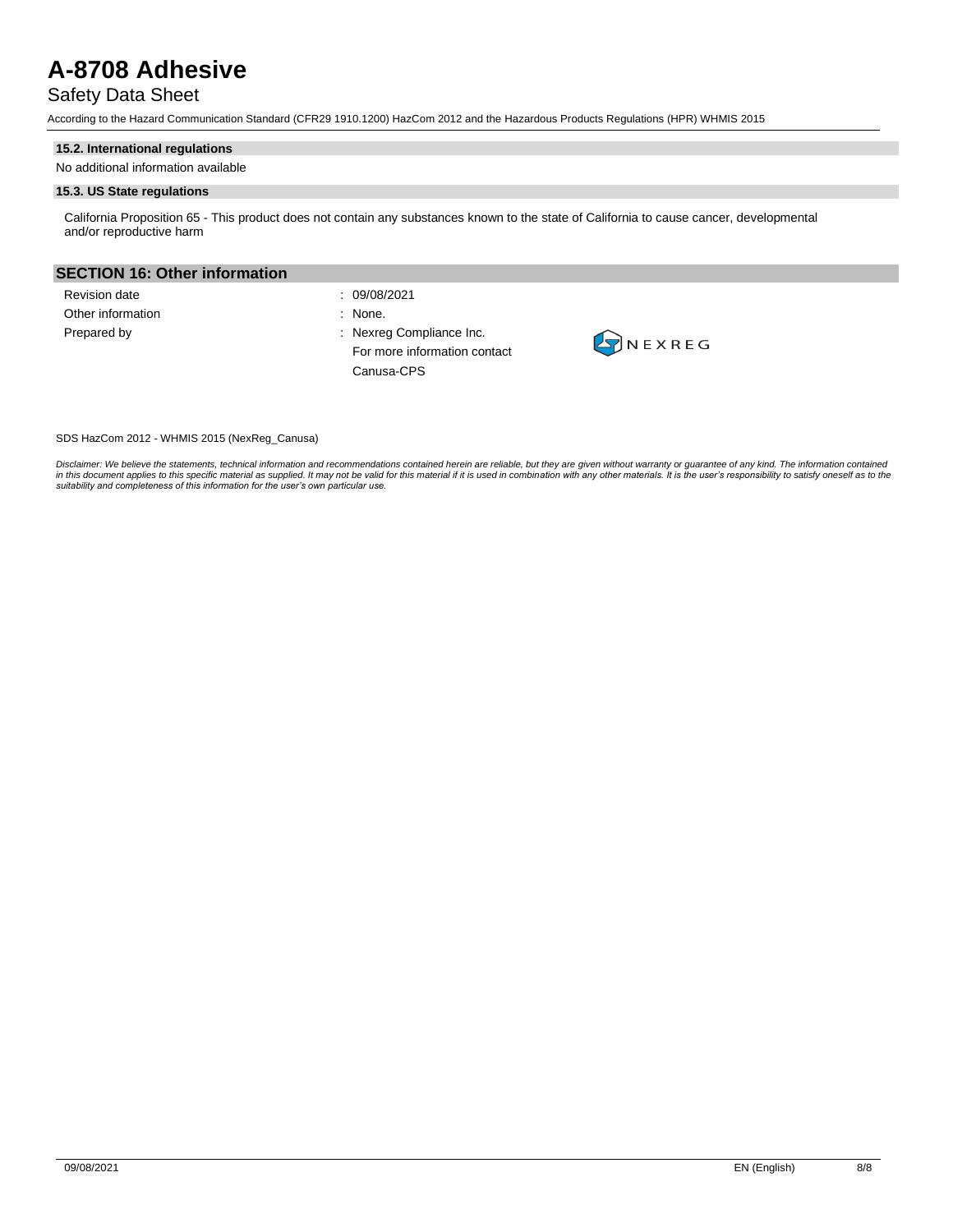### 15.2. International regulations

No additional information available

### 15.3. US State regulations

California Proposition 65 - This product does not contain any substances known to the state of California to cause cancer, developmental and/or reproductive harm

## SECTION 16: Other information

Revision date : 09/08/2021

Other information : None.

Prepared by : Nexreg Compliance Inc.
For more information contact
Canusa-CPS

NEXREG

SDS HazCom 2012 - WHMIS 2015 (NexReg_Canusa)

*Disclaimer: We believe the statements, technical information and recommendations contained herein are reliable, but they are given without warranty or guarantee of any kind. The information contained in this document applies to this specific material as supplied. It may not be valid for this material if it is used in combination with any other materials. It is the user's responsibility to satisfy oneself as to the suitability and completeness of this information for the user's own particular use.*